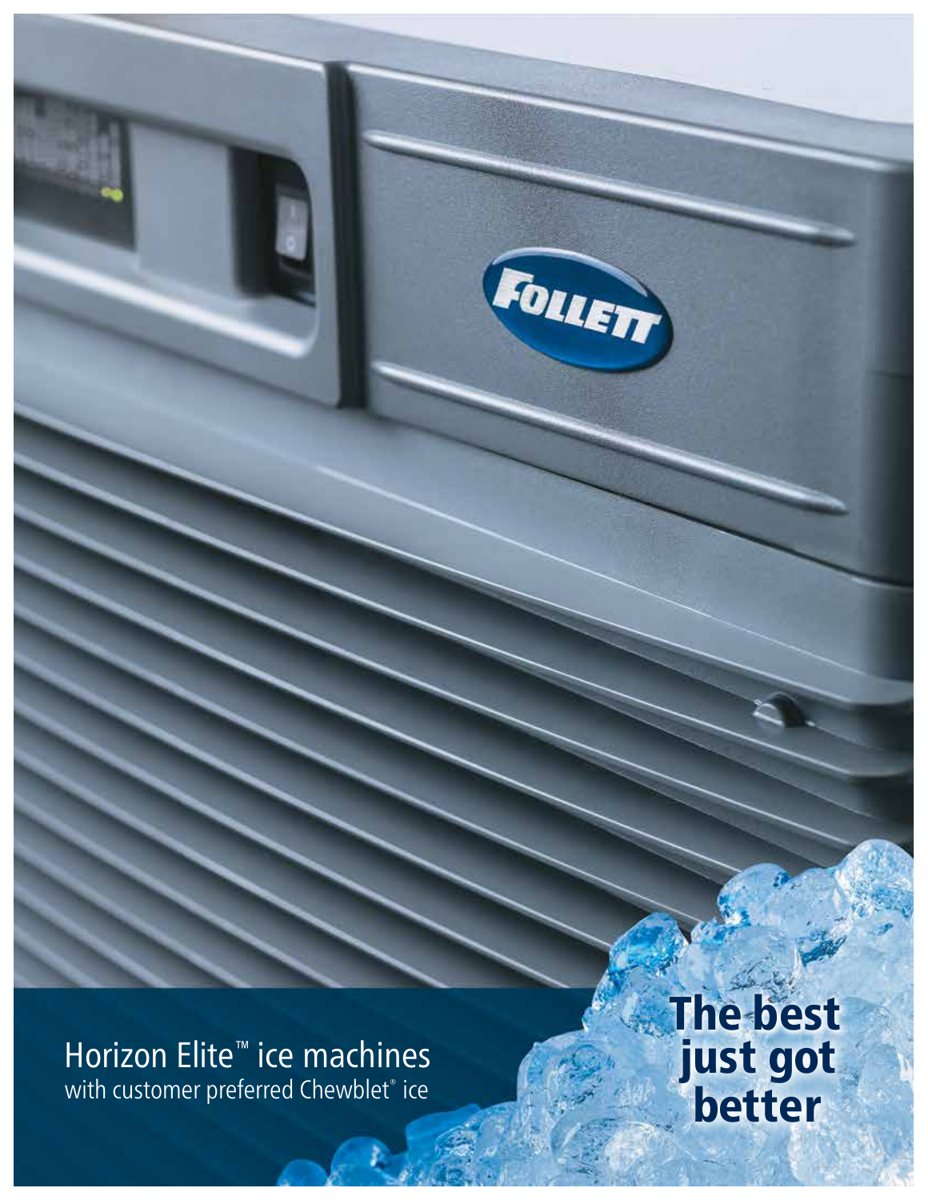# Horizon Elite™ ice machines

with customer preferred Chewblet® ice

**The best just got better**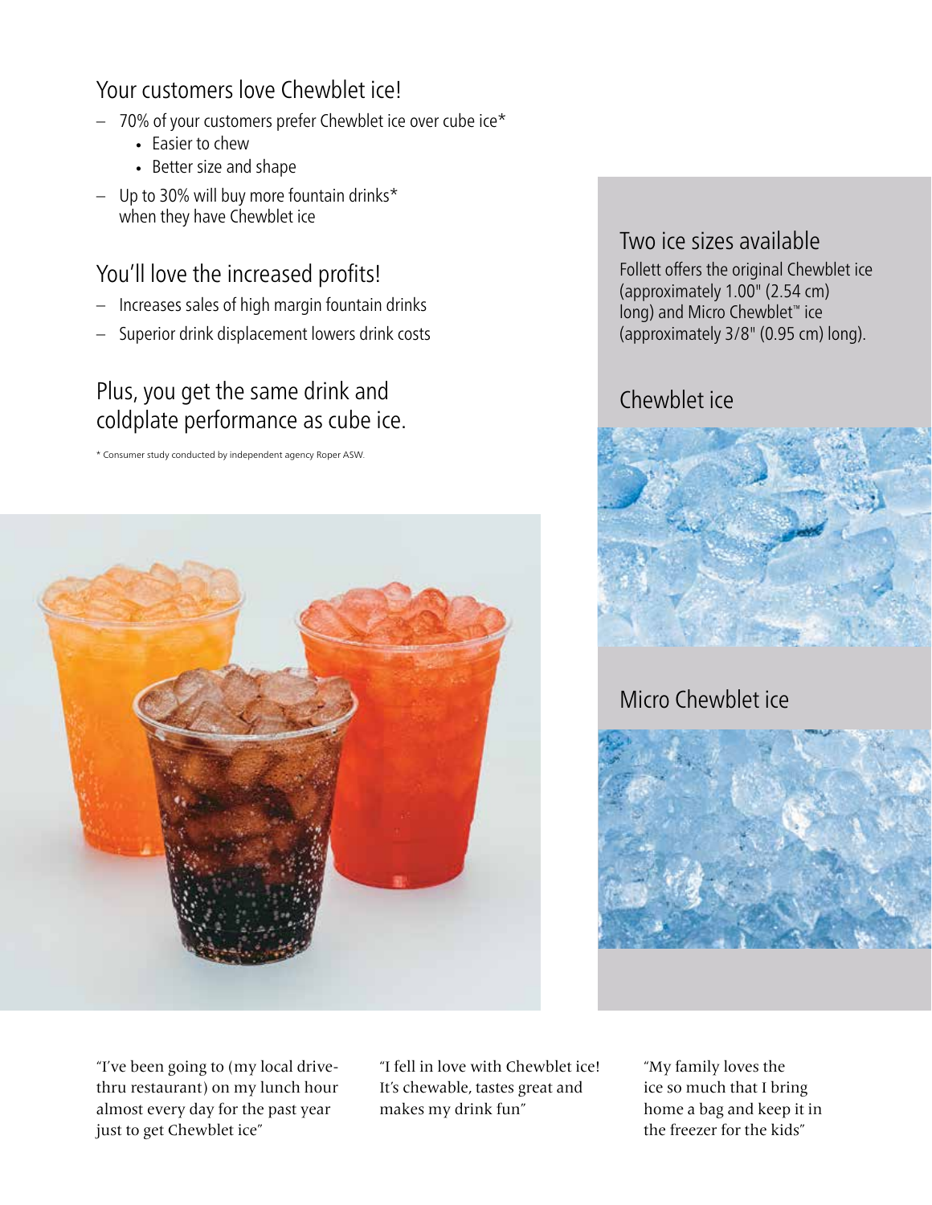## Your customers love Chewblet ice!

- 70% of your customers prefer Chewblet ice over cube ice*
  - Easier to chew
  - Better size and shape
- Up to 30% will buy more fountain drinks* when they have Chewblet ice

## You'll love the increased profits!

- Increases sales of high margin fountain drinks
- Superior drink displacement lowers drink costs

## Plus, you get the same drink and coldplate performance as cube ice.

* Consumer study conducted by independent agency Roper ASW.

## Two ice sizes available

Follett offers the original Chewblet ice (approximately 1.00" (2.54 cm) long) and Micro Chewblet™ ice (approximately 3/8" (0.95 cm) long).

### Chewblet ice

### Micro Chewblet ice

"I've been going to (my local drive-thru restaurant) on my lunch hour almost every day for the past year just to get Chewblet ice"

"I fell in love with Chewblet ice! It's chewable, tastes great and makes my drink fun"

"My family loves the ice so much that I bring home a bag and keep it in the freezer for the kids"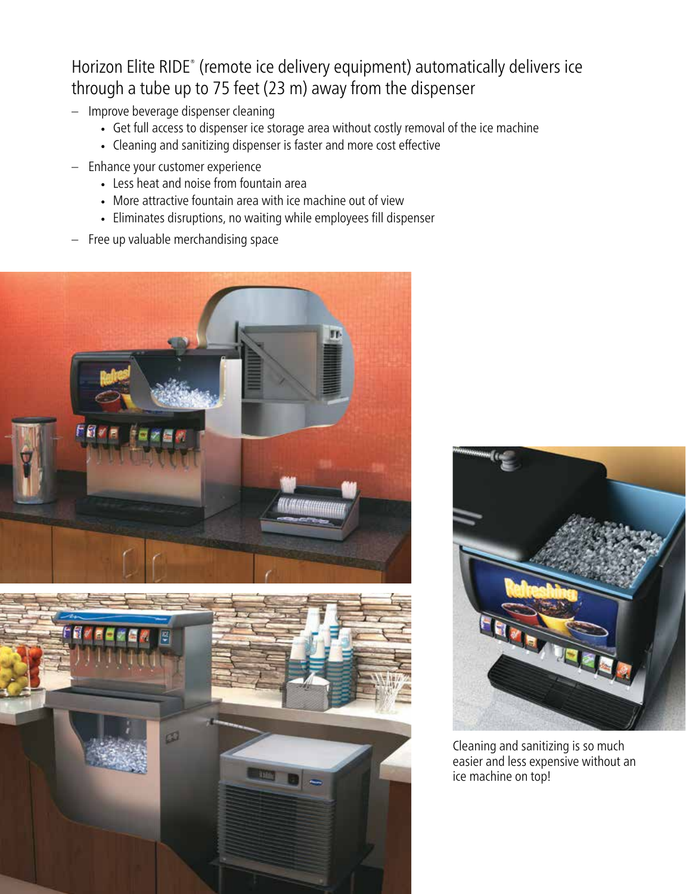## Horizon Elite RIDE® (remote ice delivery equipment) automatically delivers ice through a tube up to 75 feet (23 m) away from the dispenser

- Improve beverage dispenser cleaning
  - Get full access to dispenser ice storage area without costly removal of the ice machine
  - Cleaning and sanitizing dispenser is faster and more cost effective
- Enhance your customer experience
  - Less heat and noise from fountain area
  - More attractive fountain area with ice machine out of view
  - Eliminates disruptions, no waiting while employees fill dispenser
- Free up valuable merchandising space

Cleaning and sanitizing is so much easier and less expensive without an ice machine on top!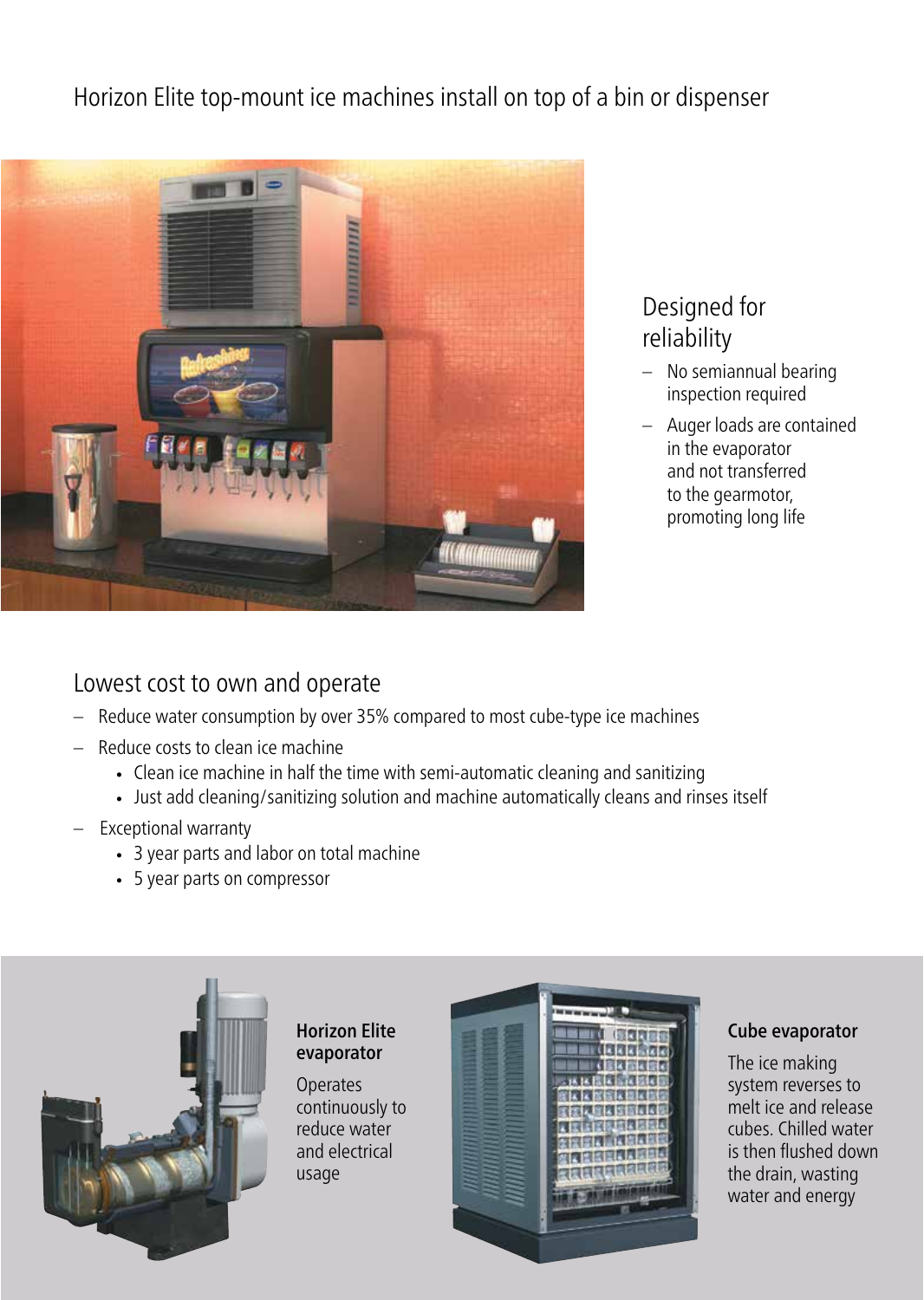# Horizon Elite top-mount ice machines install on top of a bin or dispenser

## Designed for reliability

- No semiannual bearing inspection required
- Auger loads are contained in the evaporator and not transferred to the gearmotor, promoting long life

## Lowest cost to own and operate

- Reduce water consumption by over 35% compared to most cube-type ice machines
- Reduce costs to clean ice machine
  - Clean ice machine in half the time with semi-automatic cleaning and sanitizing
  - Just add cleaning/sanitizing solution and machine automatically cleans and rinses itself
- Exceptional warranty
  - 3 year parts and labor on total machine
  - 5 year parts on compressor

**Horizon Elite evaporator**

Operates continuously to reduce water and electrical usage

**Cube evaporator**

The ice making system reverses to melt ice and release cubes. Chilled water is then flushed down the drain, wasting water and energy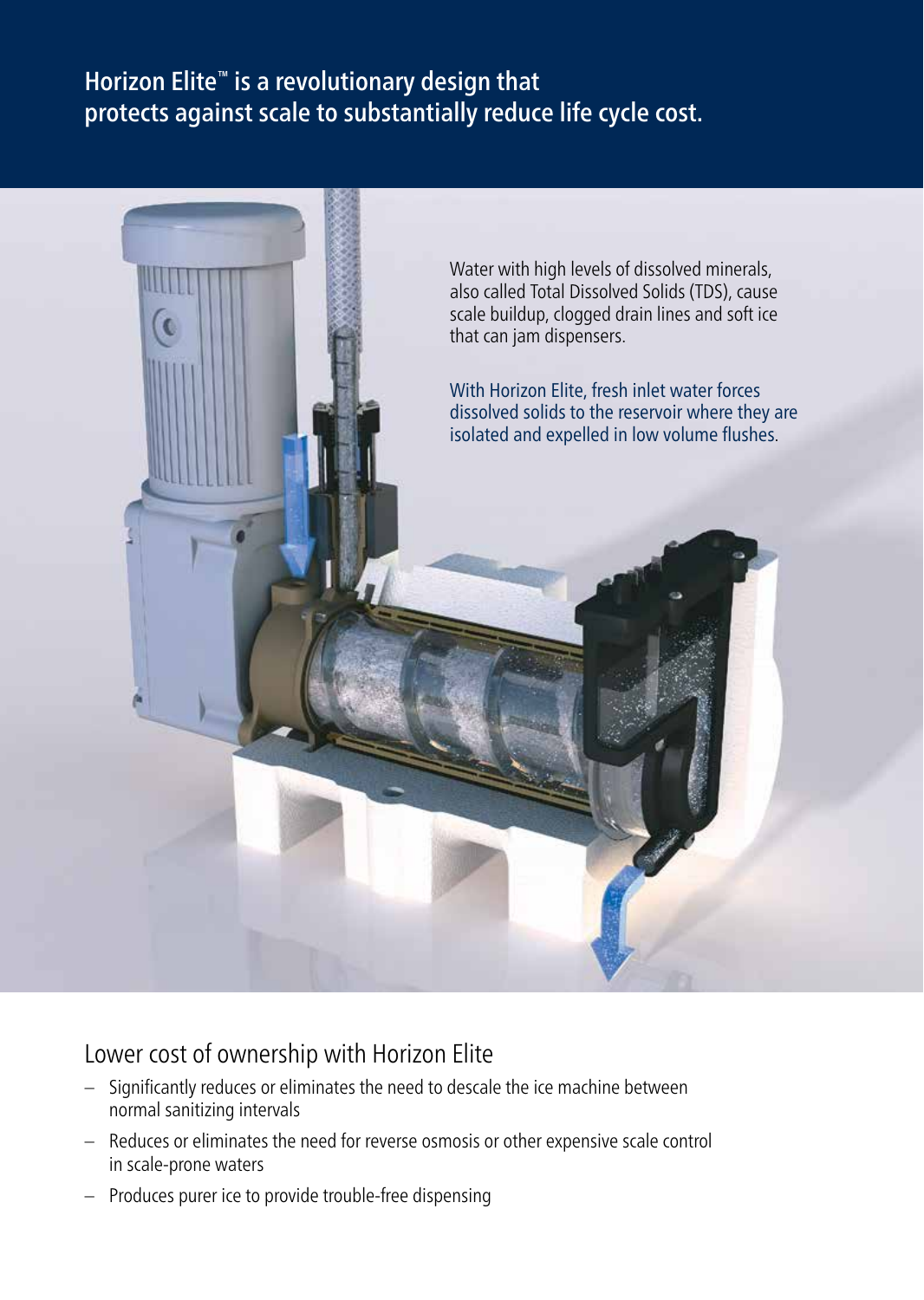## Horizon Elite™ is a revolutionary design that protects against scale to substantially reduce life cycle cost.

Water with high levels of dissolved minerals, also called Total Dissolved Solids (TDS), cause scale buildup, clogged drain lines and soft ice that can jam dispensers.

With Horizon Elite, fresh inlet water forces dissolved solids to the reservoir where they are isolated and expelled in low volume flushes.

### Lower cost of ownership with Horizon Elite

- Significantly reduces or eliminates the need to descale the ice machine between normal sanitizing intervals
- Reduces or eliminates the need for reverse osmosis or other expensive scale control in scale-prone waters
- Produces purer ice to provide trouble-free dispensing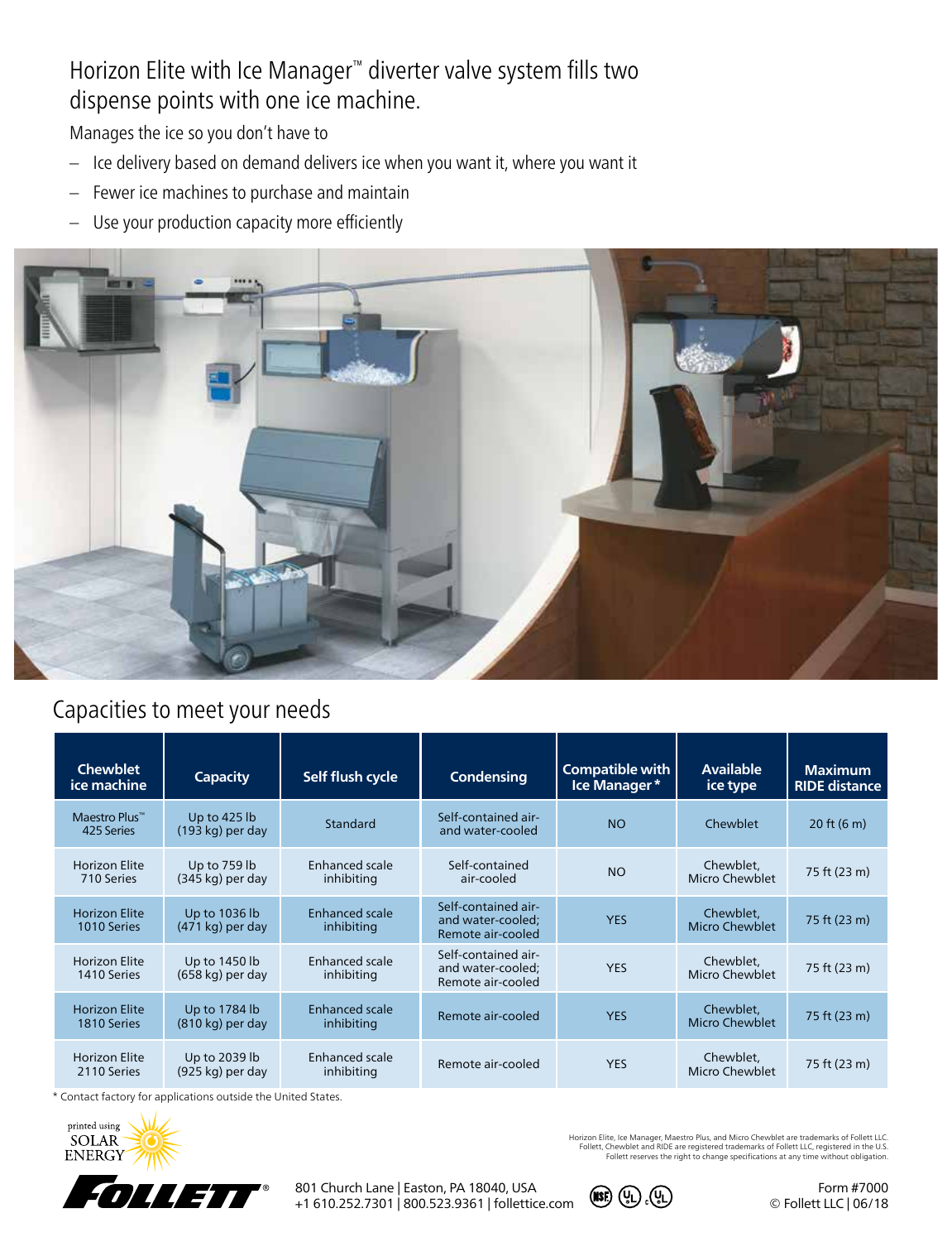# Horizon Elite with Ice Manager™ diverter valve system fills two dispense points with one ice machine.

Manages the ice so you don't have to

- Ice delivery based on demand delivers ice when you want it, where you want it
- Fewer ice machines to purchase and maintain
- Use your production capacity more efficiently

## Capacities to meet your needs

| Chewblet ice machine | Capacity | Self flush cycle | Condensing | Compatible with Ice Manager* | Available ice type | Maximum RIDE distance |
|---|---|---|---|---|---|---|
| Maestro Plus™ 425 Series | Up to 425 lb (193 kg) per day | Standard | Self-contained air- and water-cooled | NO | Chewblet | 20 ft (6 m) |
| Horizon Elite 710 Series | Up to 759 lb (345 kg) per day | Enhanced scale inhibiting | Self-contained air-cooled | NO | Chewblet, Micro Chewblet | 75 ft (23 m) |
| Horizon Elite 1010 Series | Up to 1036 lb (471 kg) per day | Enhanced scale inhibiting | Self-contained air- and water-cooled; Remote air-cooled | YES | Chewblet, Micro Chewblet | 75 ft (23 m) |
| Horizon Elite 1410 Series | Up to 1450 lb (658 kg) per day | Enhanced scale inhibiting | Self-contained air- and water-cooled; Remote air-cooled | YES | Chewblet, Micro Chewblet | 75 ft (23 m) |
| Horizon Elite 1810 Series | Up to 1784 lb (810 kg) per day | Enhanced scale inhibiting | Remote air-cooled | YES | Chewblet, Micro Chewblet | 75 ft (23 m) |
| Horizon Elite 2110 Series | Up to 2039 lb (925 kg) per day | Enhanced scale inhibiting | Remote air-cooled | YES | Chewblet, Micro Chewblet | 75 ft (23 m) |

* Contact factory for applications outside the United States.

printed using SOLAR ENERGY

Horizon Elite, Ice Manager, Maestro Plus, and Micro Chewblet are trademarks of Follett LLC. Follett, Chewblet and RIDE are registered trademarks of Follett LLC, registered in the U.S. Follett reserves the right to change specifications at any time without obligation.

FOLLETT®

801 Church Lane | Easton, PA 18040, USA
+1 610.252.7301 | 800.523.9361 | follettice.com

Form #7000
© Follett LLC | 06/18